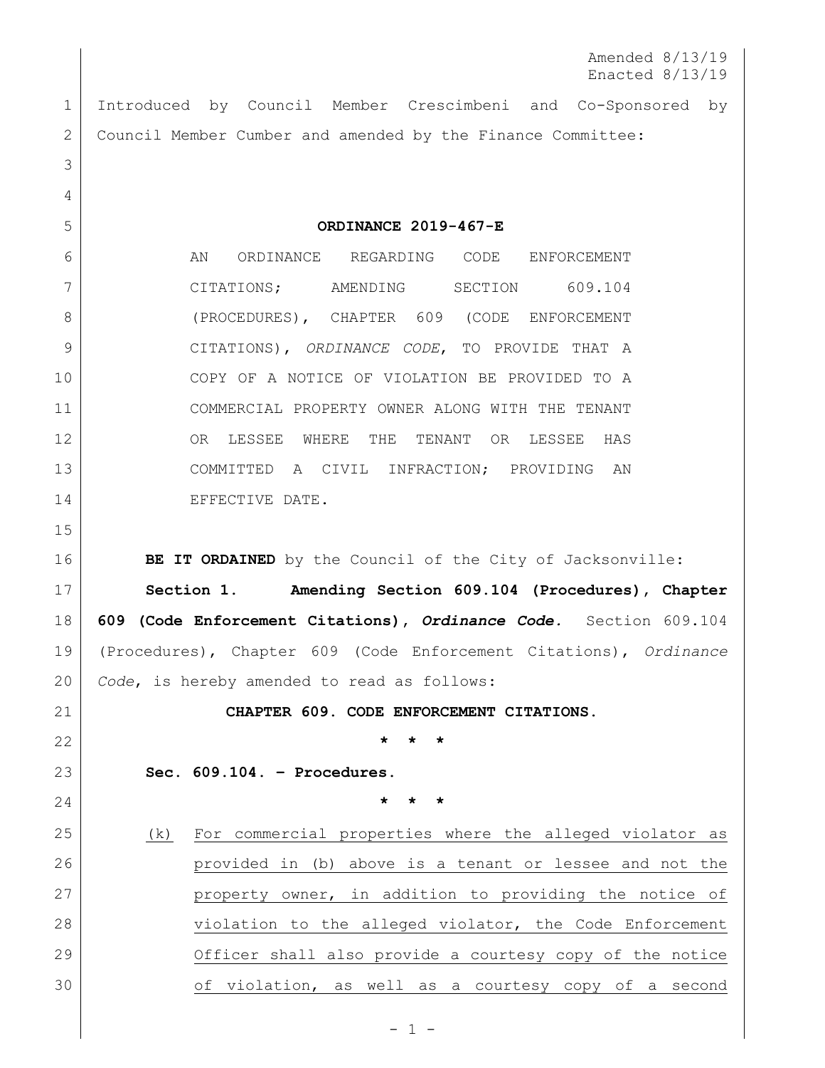Amended 8/13/19
Enacted 8/13/19

Introduced by Council Member Crescimbeni and Co-Sponsored by Council Member Cumber and amended by the Finance Committee:

# ORDINANCE 2019-467-E

AN ORDINANCE REGARDING CODE ENFORCEMENT CITATIONS; AMENDING SECTION 609.104 (PROCEDURES), CHAPTER 609 (CODE ENFORCEMENT CITATIONS), *ORDINANCE CODE*, TO PROVIDE THAT A COPY OF A NOTICE OF VIOLATION BE PROVIDED TO A COMMERCIAL PROPERTY OWNER ALONG WITH THE TENANT OR LESSEE WHERE THE TENANT OR LESSEE HAS COMMITTED A CIVIL INFRACTION; PROVIDING AN EFFECTIVE DATE.

**BE IT ORDAINED** by the Council of the City of Jacksonville:

**Section 1. Amending Section 609.104 (Procedures), Chapter 609 (Code Enforcement Citations), *Ordinance Code*.** Section 609.104 (Procedures), Chapter 609 (Code Enforcement Citations), *Ordinance Code*, is hereby amended to read as follows:

**CHAPTER 609. CODE ENFORCEMENT CITATIONS.**

\* \* \*

**Sec. 609.104. – Procedures.**

\* \* \*

<u>(k) For commercial properties where the alleged violator as provided in (b) above is a tenant or lessee and not the property owner, in addition to providing the notice of violation to the alleged violator, the Code Enforcement Officer shall also provide a courtesy copy of the notice of violation, as well as a courtesy copy of a second</u>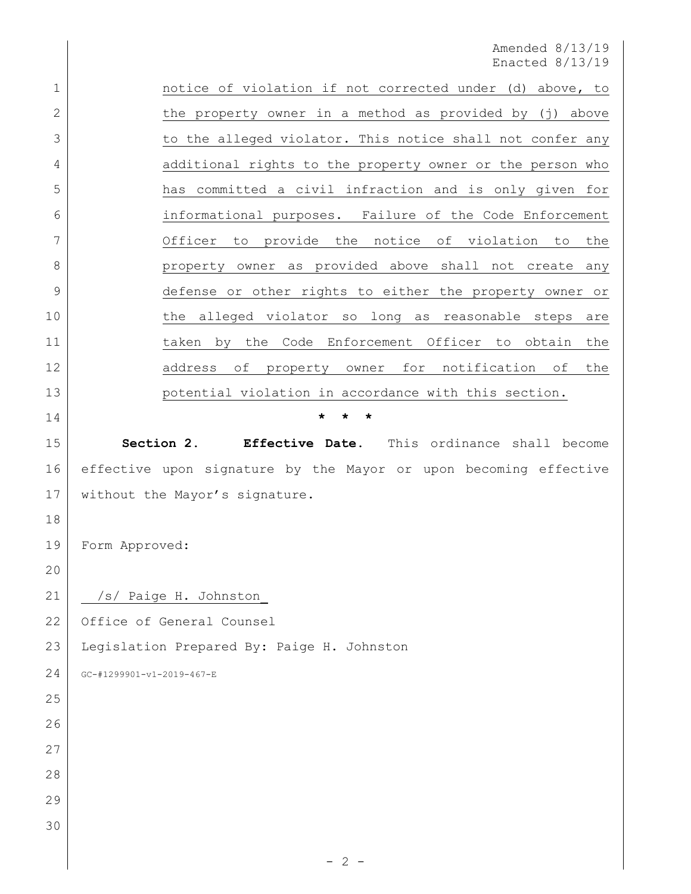Amended 8/13/19
Enacted 8/13/19

notice of violation if not corrected under (d) above, to the property owner in a method as provided by (j) above to the alleged violator. This notice shall not confer any additional rights to the property owner or the person who has committed a civil infraction and is only given for informational purposes. Failure of the Code Enforcement Officer to provide the notice of violation to the property owner as provided above shall not create any defense or other rights to either the property owner or the alleged violator so long as reasonable steps are taken by the Code Enforcement Officer to obtain the address of property owner for notification of the potential violation in accordance with this section.

\* \* \*

**Section 2. Effective Date.** This ordinance shall become effective upon signature by the Mayor or upon becoming effective without the Mayor's signature.

Form Approved:

/s/ Paige H. Johnston

Office of General Counsel

Legislation Prepared By: Paige H. Johnston

GC-#1299901-v1-2019-467-E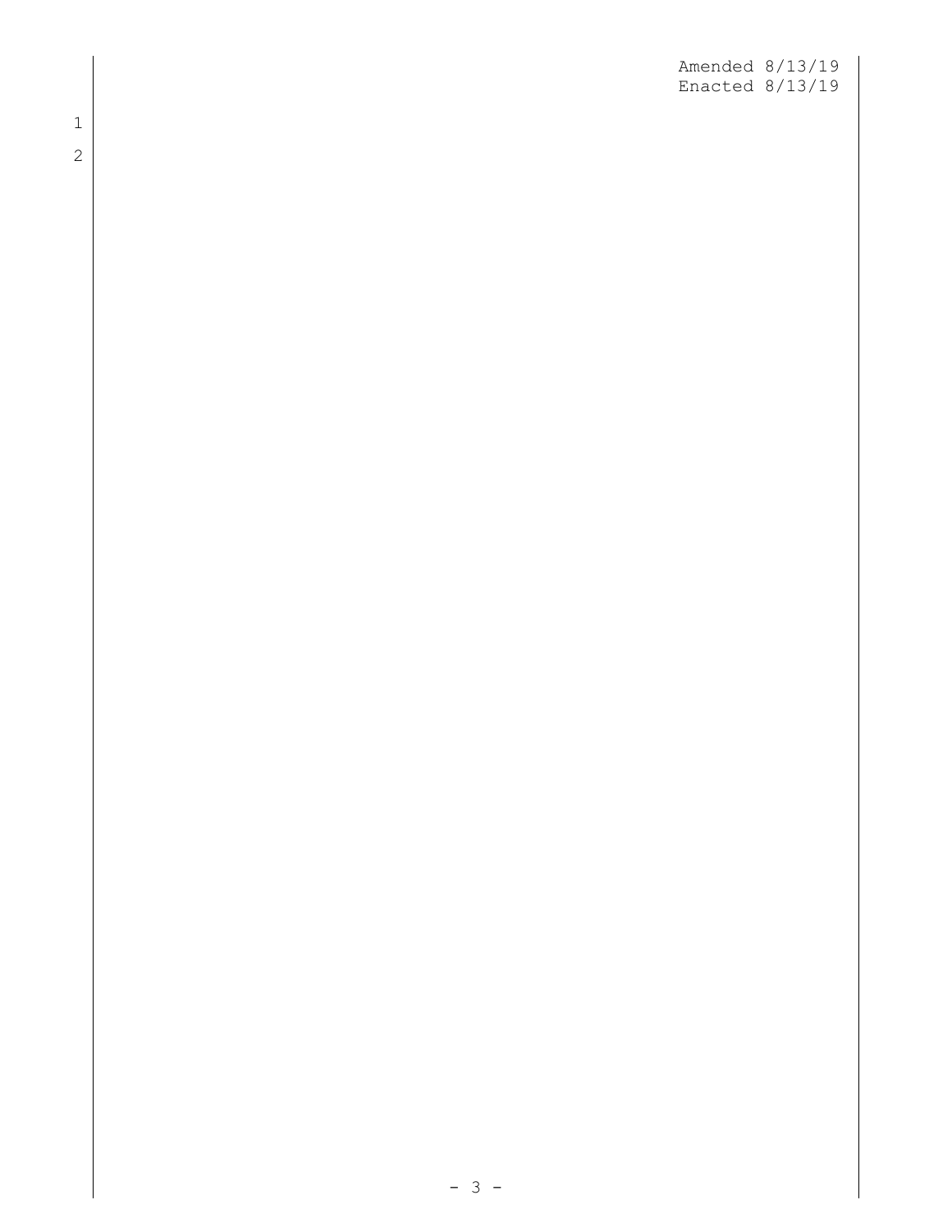Amended 8/13/19
Enacted 8/13/19